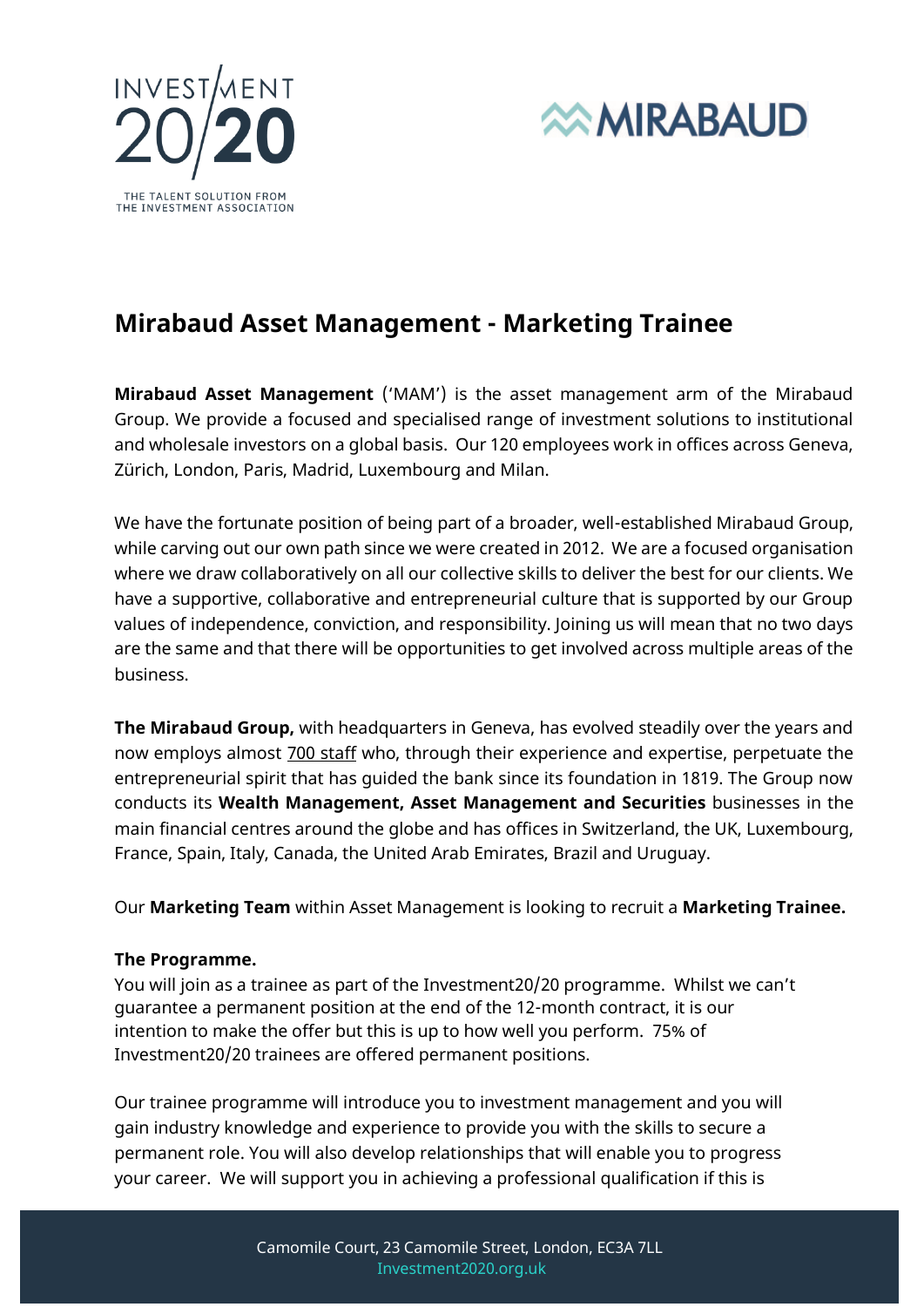# Mirabaud Asset Management - Marketing Trainee

**Mirabaud Asset Management** ('MAM') is the asset management arm of the Mirabaud Group. We provide a focused and specialised range of investment solutions to institutional and wholesale investors on a global basis. Our 120 employees work in offices across Geneva, Zürich, London, Paris, Madrid, Luxembourg and Milan.

We have the fortunate position of being part of a broader, well-established Mirabaud Group, while carving out our own path since we were created in 2012. We are a focused organisation where we draw collaboratively on all our collective skills to deliver the best for our clients. We have a supportive, collaborative and entrepreneurial culture that is supported by our Group values of independence, conviction, and responsibility. Joining us will mean that no two days are the same and that there will be opportunities to get involved across multiple areas of the business.

**The Mirabaud Group,** with headquarters in Geneva, has evolved steadily over the years and now employs almost 700 staff who, through their experience and expertise, perpetuate the entrepreneurial spirit that has guided the bank since its foundation in 1819. The Group now conducts its **Wealth Management, Asset Management and Securities** businesses in the main financial centres around the globe and has offices in Switzerland, the UK, Luxembourg, France, Spain, Italy, Canada, the United Arab Emirates, Brazil and Uruguay.

Our **Marketing Team** within Asset Management is looking to recruit a **Marketing Trainee.**

**The Programme.**

You will join as a trainee as part of the Investment20/20 programme. Whilst we can't guarantee a permanent position at the end of the 12-month contract, it is our intention to make the offer but this is up to how well you perform. 75% of Investment20/20 trainees are offered permanent positions.

Our trainee programme will introduce you to investment management and you will gain industry knowledge and experience to provide you with the skills to secure a permanent role. You will also develop relationships that will enable you to progress your career. We will support you in achieving a professional qualification if this is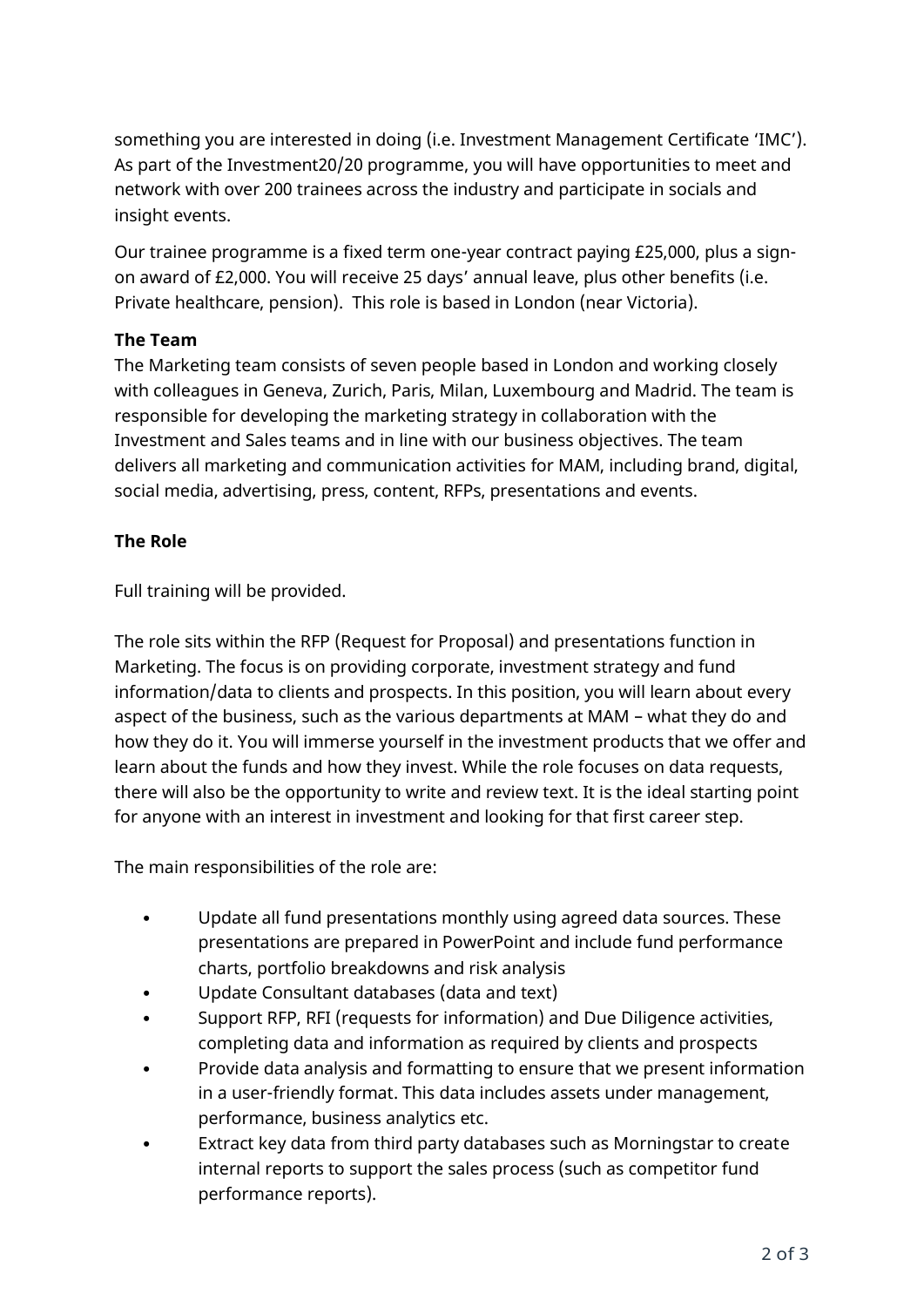something you are interested in doing (i.e. Investment Management Certificate 'IMC'). As part of the Investment20/20 programme, you will have opportunities to meet and network with over 200 trainees across the industry and participate in socials and insight events.

Our trainee programme is a fixed term one-year contract paying £25,000, plus a sign-on award of £2,000. You will receive 25 days' annual leave, plus other benefits (i.e. Private healthcare, pension). This role is based in London (near Victoria).

**The Team**

The Marketing team consists of seven people based in London and working closely with colleagues in Geneva, Zurich, Paris, Milan, Luxembourg and Madrid. The team is responsible for developing the marketing strategy in collaboration with the Investment and Sales teams and in line with our business objectives. The team delivers all marketing and communication activities for MAM, including brand, digital, social media, advertising, press, content, RFPs, presentations and events.

**The Role**

Full training will be provided.

The role sits within the RFP (Request for Proposal) and presentations function in Marketing. The focus is on providing corporate, investment strategy and fund information/data to clients and prospects. In this position, you will learn about every aspect of the business, such as the various departments at MAM – what they do and how they do it. You will immerse yourself in the investment products that we offer and learn about the funds and how they invest. While the role focuses on data requests, there will also be the opportunity to write and review text. It is the ideal starting point for anyone with an interest in investment and looking for that first career step.

The main responsibilities of the role are:

- Update all fund presentations monthly using agreed data sources. These presentations are prepared in PowerPoint and include fund performance charts, portfolio breakdowns and risk analysis
- Update Consultant databases (data and text)
- Support RFP, RFI (requests for information) and Due Diligence activities, completing data and information as required by clients and prospects
- Provide data analysis and formatting to ensure that we present information in a user-friendly format. This data includes assets under management, performance, business analytics etc.
- Extract key data from third party databases such as Morningstar to create internal reports to support the sales process (such as competitor fund performance reports).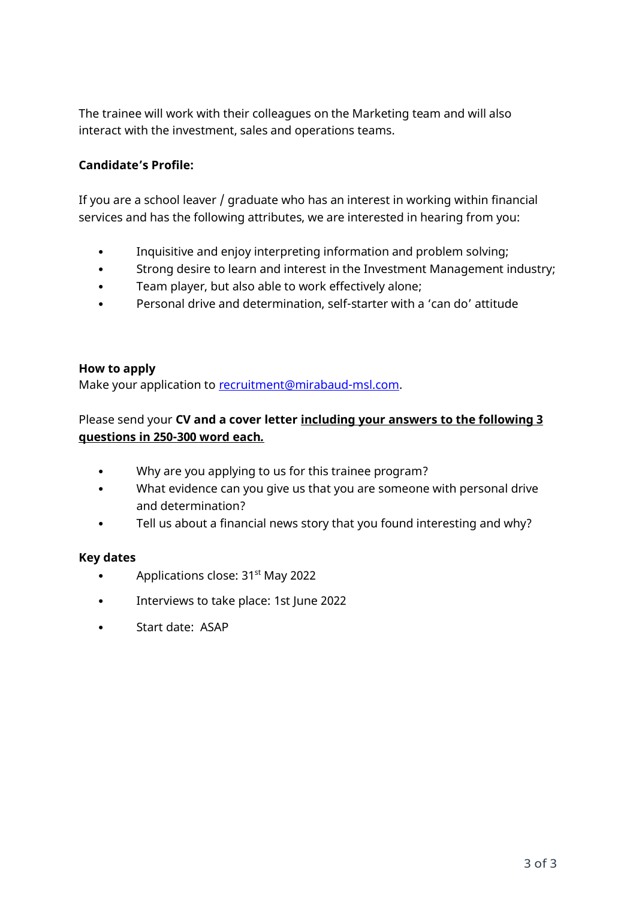The trainee will work with their colleagues on the Marketing team and will also interact with the investment, sales and operations teams.

**Candidate's Profile:**

If you are a school leaver / graduate who has an interest in working within financial services and has the following attributes, we are interested in hearing from you:

- Inquisitive and enjoy interpreting information and problem solving;
- Strong desire to learn and interest in the Investment Management industry;
- Team player, but also able to work effectively alone;
- Personal drive and determination, self-starter with a 'can do' attitude

**How to apply**

Make your application to [recruitment@mirabaud-msl.com](mailto:recruitment@mirabaud-msl.com).

Please send your **CV and a cover letter** **<u>including your answers to the following 3 questions in 250-300 word each.</u>**

- Why are you applying to us for this trainee program?
- What evidence can you give us that you are someone with personal drive and determination?
- Tell us about a financial news story that you found interesting and why?

**Key dates**

- Applications close: 31st May 2022
- Interviews to take place: 1st June 2022
- Start date: ASAP